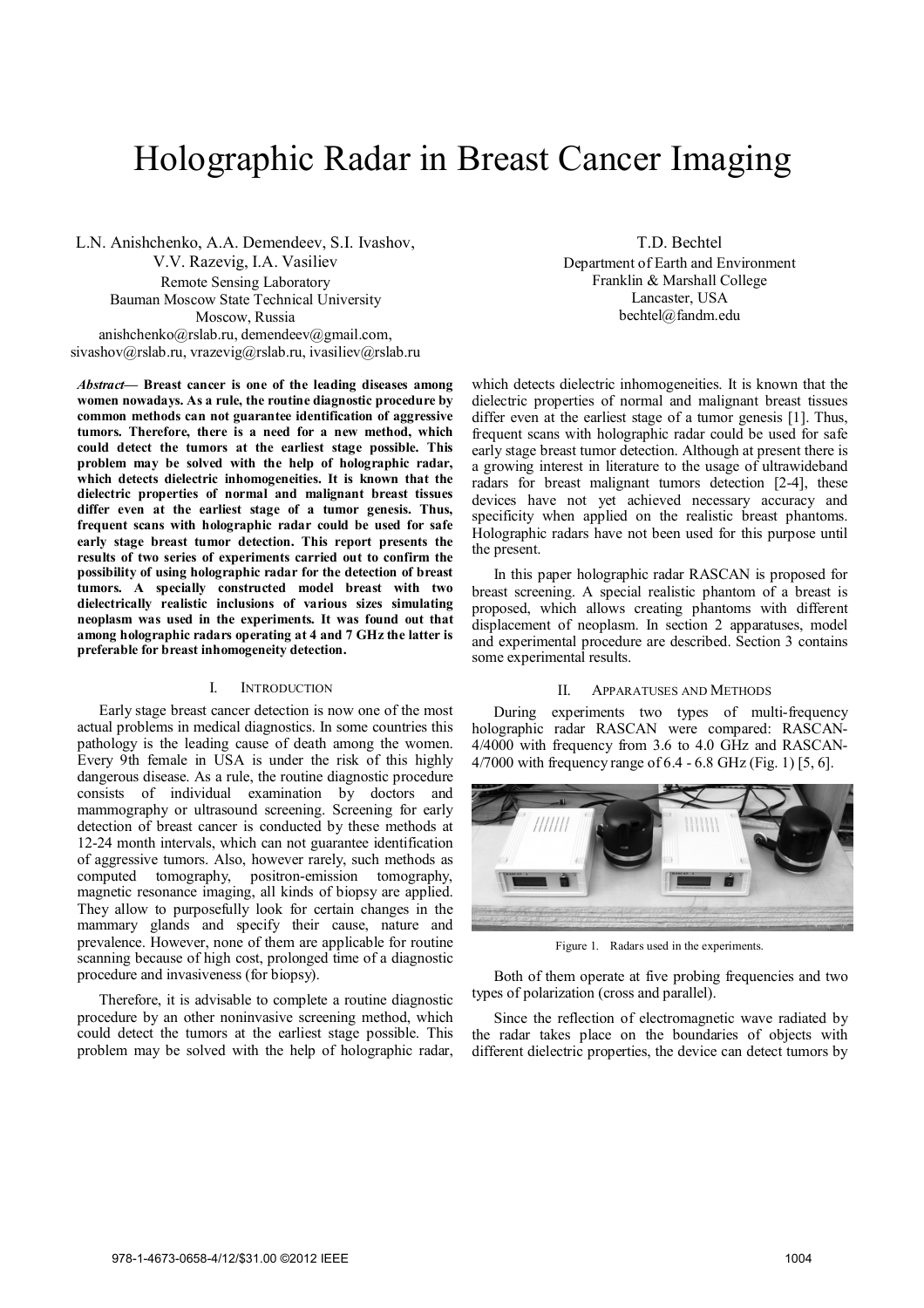# Holographic Radar in Breast Cancer Imaging

L.N. Anishchenko, A.A. Demendeev, S.I. Ivashov, V.V. Razevig, I.A. Vasiliev
Remote Sensing Laboratory
Bauman Moscow State Technical University
Moscow, Russia
anishchenko@rslab.ru, demendeev@gmail.com, sivashov@rslab.ru, vrazevig@rslab.ru, ivasiliev@rslab.ru

T.D. Bechtel
Department of Earth and Environment
Franklin & Marshall College
Lancaster, USA
bechtel@fandm.edu

***Abstract*— Breast cancer is one of the leading diseases among women nowadays. As a rule, the routine diagnostic procedure by common methods can not guarantee identification of aggressive tumors. Therefore, there is a need for a new method, which could detect the tumors at the earliest stage possible. This problem may be solved with the help of holographic radar, which detects dielectric inhomogeneities. It is known that the dielectric properties of normal and malignant breast tissues differ even at the earliest stage of a tumor genesis. Thus, frequent scans with holographic radar could be used for safe early stage breast tumor detection. This report presents the results of two series of experiments carried out to confirm the possibility of using holographic radar for the detection of breast tumors. A specially constructed model breast with two dielectrically realistic inclusions of various sizes simulating neoplasm was used in the experiments. It was found out that among holographic radars operating at 4 and 7 GHz the latter is preferable for breast inhomogeneity detection.**

## I. Introduction

Early stage breast cancer detection is now one of the most actual problems in medical diagnostics. In some countries this pathology is the leading cause of death among the women. Every 9th female in USA is under the risk of this highly dangerous disease. As a rule, the routine diagnostic procedure consists of individual examination by doctors and mammography or ultrasound screening. Screening for early detection of breast cancer is conducted by these methods at 12-24 month intervals, which can not guarantee identification of aggressive tumors. Also, however rarely, such methods as computed tomography, positron-emission tomography, magnetic resonance imaging, all kinds of biopsy are applied. They allow to purposefully look for certain changes in the mammary glands and specify their cause, nature and prevalence. However, none of them are applicable for routine scanning because of high cost, prolonged time of a diagnostic procedure and invasiveness (for biopsy).

Therefore, it is advisable to complete a routine diagnostic procedure by an other noninvasive screening method, which could detect the tumors at the earliest stage possible. This problem may be solved with the help of holographic radar, which detects dielectric inhomogeneities. It is known that the dielectric properties of normal and malignant breast tissues differ even at the earliest stage of a tumor genesis [1]. Thus, frequent scans with holographic radar could be used for safe early stage breast tumor detection. Although at present there is a growing interest in literature to the usage of ultrawideband radars for breast malignant tumors detection [2-4], these devices have not yet achieved necessary accuracy and specificity when applied on the realistic breast phantoms. Holographic radars have not been used for this purpose until the present.

In this paper holographic radar RASCAN is proposed for breast screening. A special realistic phantom of a breast is proposed, which allows creating phantoms with different displacement of neoplasm. In section 2 apparatuses, model and experimental procedure are described. Section 3 contains some experimental results.

## II. Apparatuses and Methods

During experiments two types of multi-frequency holographic radar RASCAN were compared: RASCAN-4/4000 with frequency from 3.6 to 4.0 GHz and RASCAN-4/7000 with frequency range of 6.4 - 6.8 GHz (Fig. 1) [5, 6].

Figure 1. Radars used in the experiments.

Both of them operate at five probing frequencies and two types of polarization (cross and parallel).

Since the reflection of electromagnetic wave radiated by the radar takes place on the boundaries of objects with different dielectric properties, the device can detect tumors by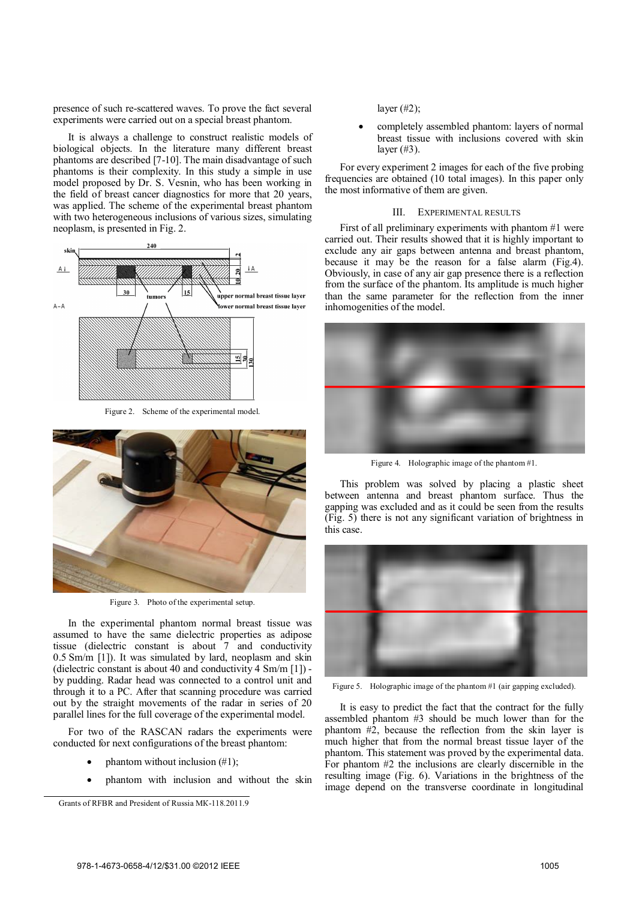presence of such re-scattered waves. To prove the fact several experiments were carried out on a special breast phantom.

It is always a challenge to construct realistic models of biological objects. In the literature many different breast phantoms are described [7-10]. The main disadvantage of such phantoms is their complexity. In this study a simple in use model proposed by Dr. S. Vesnin, who has been working in the field of breast cancer diagnostics for more that 20 years, was applied. The scheme of the experimental breast phantom with two heterogeneous inclusions of various sizes, simulating neoplasm, is presented in Fig. 2.

Figure 2. Scheme of the experimental model.

Figure 3. Photo of the experimental setup.

In the experimental phantom normal breast tissue was assumed to have the same dielectric properties as adipose tissue (dielectric constant is about 7 and conductivity 0.5 Sm/m [1]). It was simulated by lard, neoplasm and skin (dielectric constant is about 40 and conductivity 4 Sm/m [1]) - by pudding. Radar head was connected to a control unit and through it to a PC. After that scanning procedure was carried out by the straight movements of the radar in series of 20 parallel lines for the full coverage of the experimental model.

For two of the RASCAN radars the experiments were conducted for next configurations of the breast phantom:

- phantom without inclusion (#1);
- phantom with inclusion and without the skin layer (#2);
- completely assembled phantom: layers of normal breast tissue with inclusions covered with skin layer (#3).

For every experiment 2 images for each of the five probing frequencies are obtained (10 total images). In this paper only the most informative of them are given.

## III. Experimental Results

First of all preliminary experiments with phantom #1 were carried out. Their results showed that it is highly important to exclude any air gaps between antenna and breast phantom, because it may be the reason for a false alarm (Fig.4). Obviously, in case of any air gap presence there is a reflection from the surface of the phantom. Its amplitude is much higher than the same parameter for the reflection from the inner inhomogenities of the model.

Figure 4. Holographic image of the phantom #1.

This problem was solved by placing a plastic sheet between antenna and breast phantom surface. Thus the gapping was excluded and as it could be seen from the results (Fig. 5) there is not any significant variation of brightness in this case.

Figure 5. Holographic image of the phantom #1 (air gapping excluded).

It is easy to predict the fact that the contract for the fully assembled phantom #3 should be much lower than for the phantom #2, because the reflection from the skin layer is much higher that from the normal breast tissue layer of the phantom. This statement was proved by the experimental data. For phantom #2 the inclusions are clearly discernible in the resulting image (Fig. 6). Variations in the brightness of the image depend on the transverse coordinate in longitudinal

Grants of RFBR and President of Russia MK-118.2011.9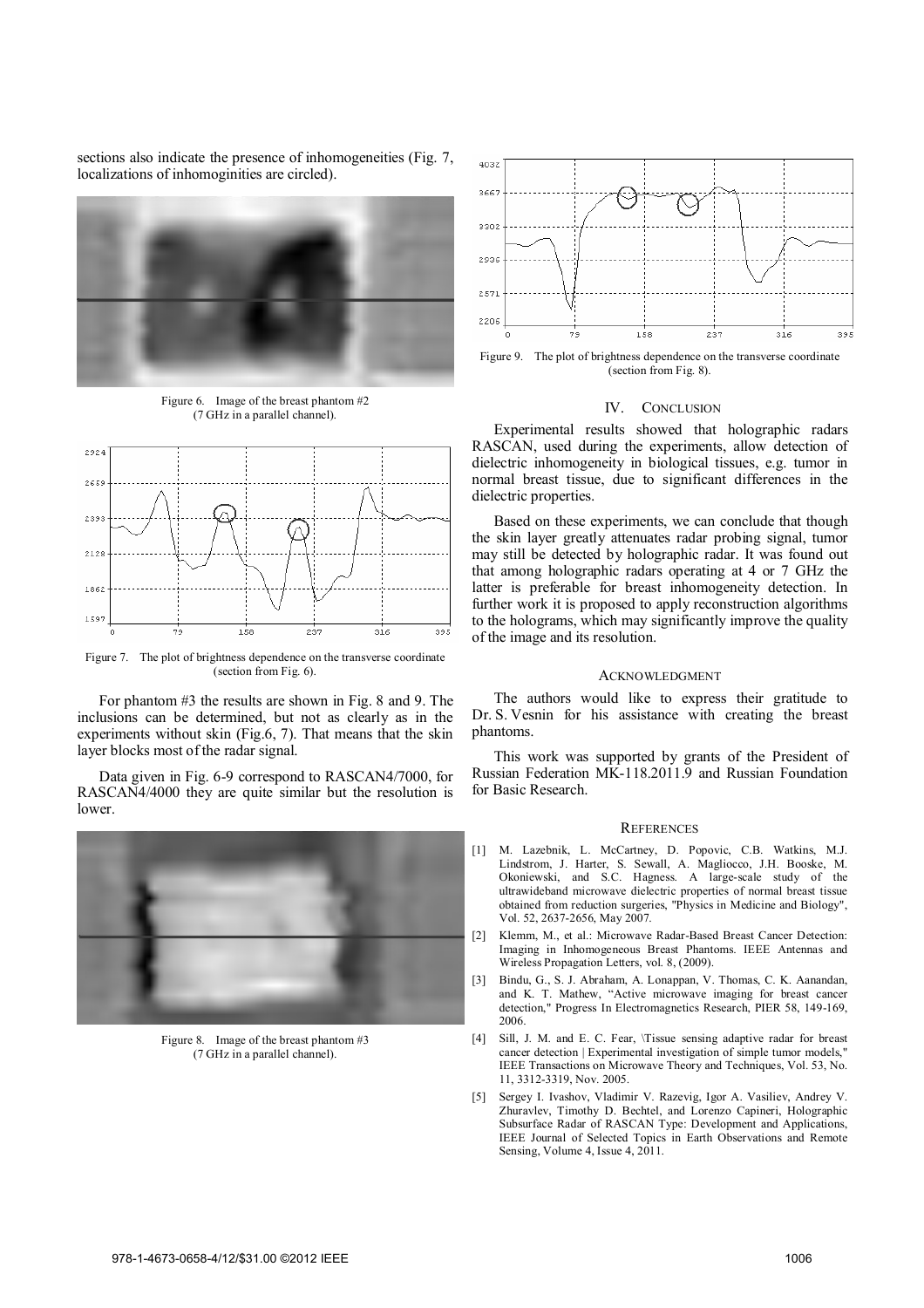sections also indicate the presence of inhomogeneities (Fig. 7, localizations of inhomoginities are circled).

Figure 6. Image of the breast phantom #2 (7 GHz in a parallel channel).

Figure 7. The plot of brightness dependence on the transverse coordinate (section from Fig. 6).

For phantom #3 the results are shown in Fig. 8 and 9. The inclusions can be determined, but not as clearly as in the experiments without skin (Fig.6, 7). That means that the skin layer blocks most of the radar signal.

Data given in Fig. 6-9 correspond to RASCAN4/7000, for RASCAN4/4000 they are quite similar but the resolution is lower.

Figure 8. Image of the breast phantom #3 (7 GHz in a parallel channel).

Figure 9. The plot of brightness dependence on the transverse coordinate (section from Fig. 8).

## IV. Conclusion

Experimental results showed that holographic radars RASCAN, used during the experiments, allow detection of dielectric inhomogeneity in biological tissues, e.g. tumor in normal breast tissue, due to significant differences in the dielectric properties.

Based on these experiments, we can conclude that though the skin layer greatly attenuates radar probing signal, tumor may still be detected by holographic radar. It was found out that among holographic radars operating at 4 or 7 GHz the latter is preferable for breast inhomogeneity detection. In further work it is proposed to apply reconstruction algorithms to the holograms, which may significantly improve the quality of the image and its resolution.

## Acknowledgment

The authors would like to express their gratitude to Dr. S. Vesnin for his assistance with creating the breast phantoms.

This work was supported by grants of the President of Russian Federation MK-118.2011.9 and Russian Foundation for Basic Research.

## References

[1] M. Lazebnik, L. McCartney, D. Popovic, C.B. Watkins, M.J. Lindstrom, J. Harter, S. Sewall, A. Magliocco, J.H. Booske, M. Okoniewski, and S.C. Hagness. A large-scale study of the ultrawideband microwave dielectric properties of normal breast tissue obtained from reduction surgeries, "Physics in Medicine and Biology", Vol. 52, 2637-2656, May 2007.

[2] Klemm, M., et al.: Microwave Radar-Based Breast Cancer Detection: Imaging in Inhomogeneous Breast Phantoms. IEEE Antennas and Wireless Propagation Letters, vol. 8, (2009).

[3] Bindu, G., S. J. Abraham, A. Lonappan, V. Thomas, C. K. Aanandan, and K. T. Mathew, "Active microwave imaging for breast cancer detection," Progress In Electromagnetics Research, PIER 58, 149-169, 2006.

[4] Sill, J. M. and E. C. Fear, \Tissue sensing adaptive radar for breast cancer detection | Experimental investigation of simple tumor models," IEEE Transactions on Microwave Theory and Techniques, Vol. 53, No. 11, 3312-3319, Nov. 2005.

[5] Sergey I. Ivashov, Vladimir V. Razevig, Igor A. Vasiliev, Andrey V. Zhuravlev, Timothy D. Bechtel, and Lorenzo Capineri, Holographic Subsurface Radar of RASCAN Type: Development and Applications, IEEE Journal of Selected Topics in Earth Observations and Remote Sensing, Volume 4, Issue 4, 2011.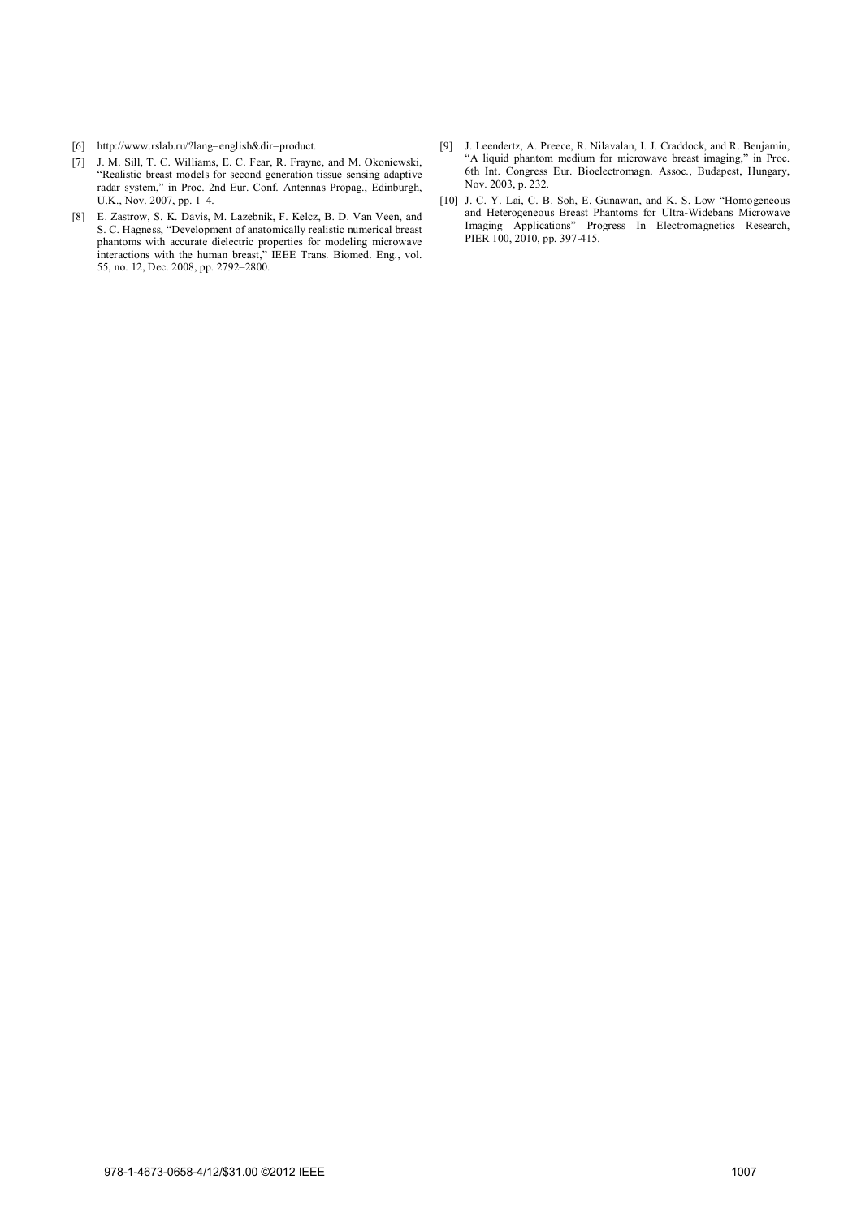[6] http://www.rslab.ru/?lang=english&dir=product.

[7] J. M. Sill, T. C. Williams, E. C. Fear, R. Frayne, and M. Okoniewski, "Realistic breast models for second generation tissue sensing adaptive radar system," in Proc. 2nd Eur. Conf. Antennas Propag., Edinburgh, U.K., Nov. 2007, pp. 1–4.

[8] E. Zastrow, S. K. Davis, M. Lazebnik, F. Kelcz, B. D. Van Veen, and S. C. Hagness, "Development of anatomically realistic numerical breast phantoms with accurate dielectric properties for modeling microwave interactions with the human breast," IEEE Trans. Biomed. Eng., vol. 55, no. 12, Dec. 2008, pp. 2792–2800.

[9] J. Leendertz, A. Preece, R. Nilavalan, I. J. Craddock, and R. Benjamin, "A liquid phantom medium for microwave breast imaging," in Proc. 6th Int. Congress Eur. Bioelectromagn. Assoc., Budapest, Hungary, Nov. 2003, p. 232.

[10] J. C. Y. Lai, C. B. Soh, E. Gunawan, and K. S. Low "Homogeneous and Heterogeneous Breast Phantoms for Ultra-Widebans Microwave Imaging Applications" Progress In Electromagnetics Research, PIER 100, 2010, pp. 397-415.